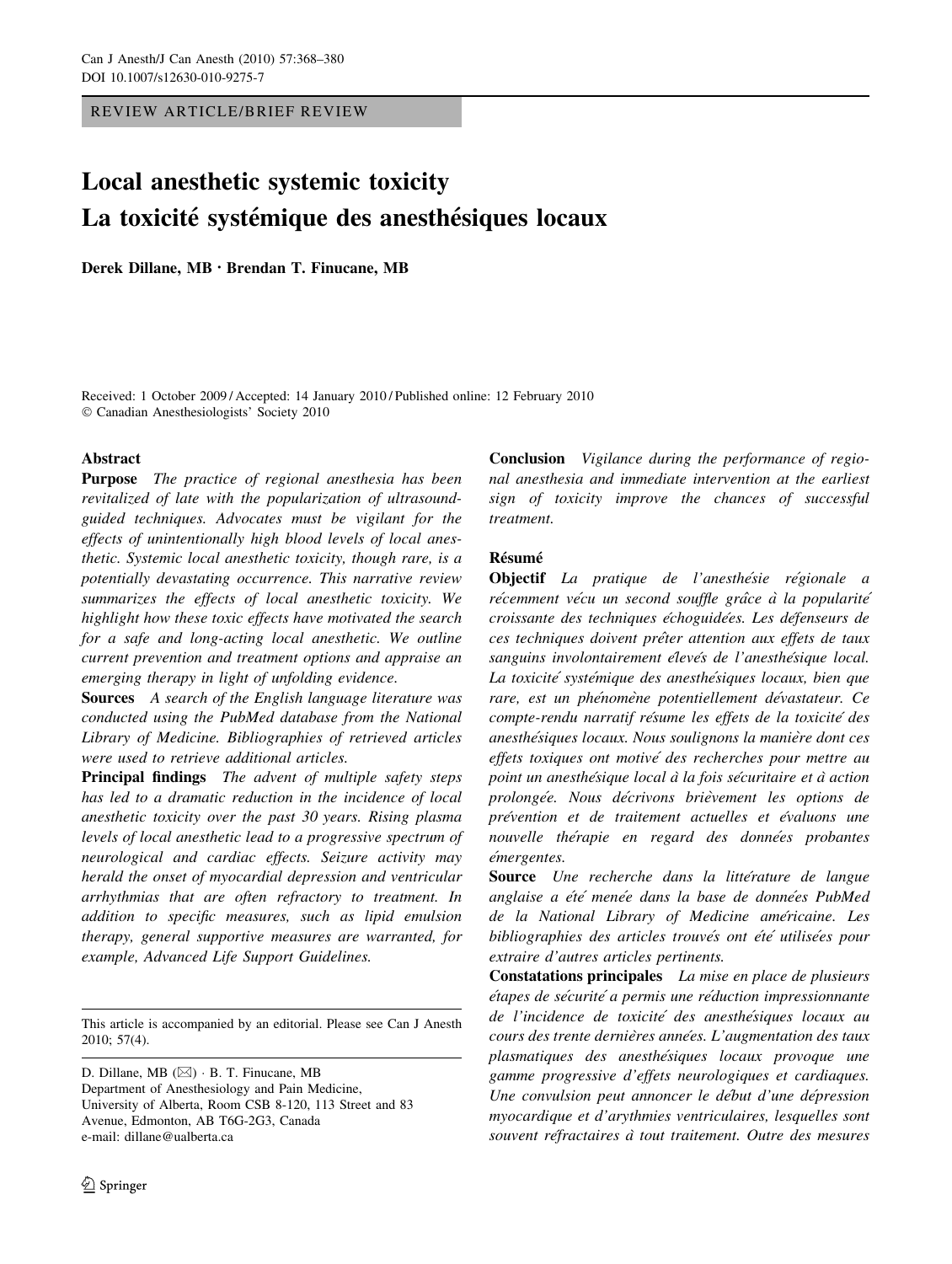REVIEW ARTICLE/BRIEF REVIEW

# Local anesthetic systemic toxicity
# La toxicité systémique des anesthésiques locaux

**Derek Dillane, MB · Brendan T. Finucane, MB**

Received: 1 October 2009 / Accepted: 14 January 2010 / Published online: 12 February 2010
© Canadian Anesthesiologists' Society 2010

## Abstract

**Purpose** *The practice of regional anesthesia has been revitalized of late with the popularization of ultrasound-guided techniques. Advocates must be vigilant for the effects of unintentionally high blood levels of local anesthetic. Systemic local anesthetic toxicity, though rare, is a potentially devastating occurrence. This narrative review summarizes the effects of local anesthetic toxicity. We highlight how these toxic effects have motivated the search for a safe and long-acting local anesthetic. We outline current prevention and treatment options and appraise an emerging therapy in light of unfolding evidence.*

**Sources** *A search of the English language literature was conducted using the PubMed database from the National Library of Medicine. Bibliographies of retrieved articles were used to retrieve additional articles.*

**Principal findings** *The advent of multiple safety steps has led to a dramatic reduction in the incidence of local anesthetic toxicity over the past 30 years. Rising plasma levels of local anesthetic lead to a progressive spectrum of neurological and cardiac effects. Seizure activity may herald the onset of myocardial depression and ventricular arrhythmias that are often refractory to treatment. In addition to specific measures, such as lipid emulsion therapy, general supportive measures are warranted, for example, Advanced Life Support Guidelines.*

**Conclusion** *Vigilance during the performance of regional anesthesia and immediate intervention at the earliest sign of toxicity improve the chances of successful treatment.*

## Résumé

**Objectif** *La pratique de l'anesthésie régionale a récemment vécu un second souffle grâce à la popularité croissante des techniques échoguidées. Les défenseurs de ces techniques doivent prêter attention aux effets de taux sanguins involontairement élevés de l'anesthésique local. La toxicité systémique des anesthésiques locaux, bien que rare, est un phénomène potentiellement dévastateur. Ce compte-rendu narratif résume les effets de la toxicité des anesthésiques locaux. Nous soulignons la manière dont ces effets toxiques ont motivé des recherches pour mettre au point un anesthésique local à la fois sécuritaire et à action prolongée. Nous décrivons brièvement les options de prévention et de traitement actuelles et évaluons une nouvelle thérapie en regard des données probantes émergentes.*

**Source** *Une recherche dans la littérature de langue anglaise a été menée dans la base de données PubMed de la National Library of Medicine américaine. Les bibliographies des articles trouvés ont été utilisées pour extraire d'autres articles pertinents.*

**Constatations principales** *La mise en place de plusieurs étapes de sécurité a permis une réduction impressionnante de l'incidence de toxicité des anesthésiques locaux au cours des trente dernières années. L'augmentation des taux plasmatiques des anesthésiques locaux provoque une gamme progressive d'effets neurologiques et cardiaques. Une convulsion peut annoncer le début d'une dépression myocardique et d'arythmies ventriculaires, lesquelles sont souvent réfractaires à tout traitement. Outre des mesures*

---

This article is accompanied by an editorial. Please see Can J Anesth 2010; 57(4).

D. Dillane, MB (✉) · B. T. Finucane, MB
Department of Anesthesiology and Pain Medicine,
University of Alberta, Room CSB 8-120, 113 Street and 83 Avenue, Edmonton, AB T6G-2G3, Canada
e-mail: dillane@ualberta.ca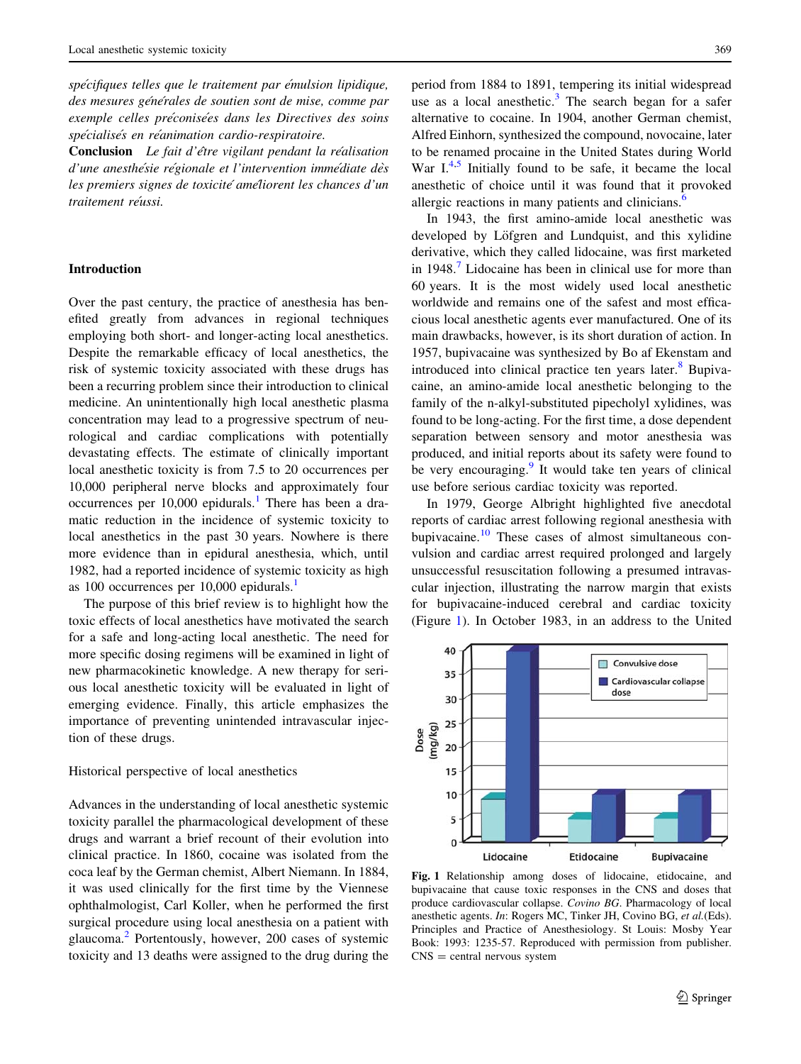*spécifiques telles que le traitement par émulsion lipidique, des mesures générales de soutien sont de mise, comme par exemple celles préconisées dans les Directives des soins spécialisés en réanimation cardio-respiratoire.*

**Conclusion** *Le fait d'être vigilant pendant la réalisation d'une anesthésie régionale et l'intervention immédiate dès les premiers signes de toxicité améliorent les chances d'un traitement réussi.*

## Introduction

Over the past century, the practice of anesthesia has benefited greatly from advances in regional techniques employing both short- and longer-acting local anesthetics. Despite the remarkable efficacy of local anesthetics, the risk of systemic toxicity associated with these drugs has been a recurring problem since their introduction to clinical medicine. An unintentionally high local anesthetic plasma concentration may lead to a progressive spectrum of neurological and cardiac complications with potentially devastating effects. The estimate of clinically important local anesthetic toxicity is from 7.5 to 20 occurrences per 10,000 peripheral nerve blocks and approximately four occurrences per 10,000 epidurals.[1] There has been a dramatic reduction in the incidence of systemic toxicity to local anesthetics in the past 30 years. Nowhere is there more evidence than in epidural anesthesia, which, until 1982, had a reported incidence of systemic toxicity as high as 100 occurrences per 10,000 epidurals.[1]

The purpose of this brief review is to highlight how the toxic effects of local anesthetics have motivated the search for a safe and long-acting local anesthetic. The need for more specific dosing regimens will be examined in light of new pharmacokinetic knowledge. A new therapy for serious local anesthetic toxicity will be evaluated in light of emerging evidence. Finally, this article emphasizes the importance of preventing unintended intravascular injection of these drugs.

### Historical perspective of local anesthetics

Advances in the understanding of local anesthetic systemic toxicity parallel the pharmacological development of these drugs and warrant a brief recount of their evolution into clinical practice. In 1860, cocaine was isolated from the coca leaf by the German chemist, Albert Niemann. In 1884, it was used clinically for the first time by the Viennese ophthalmologist, Carl Koller, when he performed the first surgical procedure using local anesthesia on a patient with glaucoma.[2] Portentously, however, 200 cases of systemic toxicity and 13 deaths were assigned to the drug during the period from 1884 to 1891, tempering its initial widespread use as a local anesthetic.[3] The search began for a safer alternative to cocaine. In 1904, another German chemist, Alfred Einhorn, synthesized the compound, novocaine, later to be renamed procaine in the United States during World War I.[4,5] Initially found to be safe, it became the local anesthetic of choice until it was found that it provoked allergic reactions in many patients and clinicians.[6]

In 1943, the first amino-amide local anesthetic was developed by Löfgren and Lundquist, and this xylidine derivative, which they called lidocaine, was first marketed in 1948.[7] Lidocaine has been in clinical use for more than 60 years. It is the most widely used local anesthetic worldwide and remains one of the safest and most efficacious local anesthetic agents ever manufactured. One of its main drawbacks, however, is its short duration of action. In 1957, bupivacaine was synthesized by Bo af Ekenstam and introduced into clinical practice ten years later.[8] Bupivacaine, an amino-amide local anesthetic belonging to the family of the n-alkyl-substituted pipecholyl xylidines, was found to be long-acting. For the first time, a dose dependent separation between sensory and motor anesthesia was produced, and initial reports about its safety were found to be very encouraging.[9] It would take ten years of clinical use before serious cardiac toxicity was reported.

In 1979, George Albright highlighted five anecdotal reports of cardiac arrest following regional anesthesia with bupivacaine.[10] These cases of almost simultaneous convulsion and cardiac arrest required prolonged and largely unsuccessful resuscitation following a presumed intravascular injection, illustrating the narrow margin that exists for bupivacaine-induced cerebral and cardiac toxicity (Figure 1). In October 1983, in an address to the United

**Fig. 1** Relationship among doses of lidocaine, etidocaine, and bupivacaine that cause toxic responses in the CNS and doses that produce cardiovascular collapse. *Covino BG*. Pharmacology of local anesthetic agents. *In*: Rogers MC, Tinker JH, Covino BG, *et al.*(Eds). Principles and Practice of Anesthesiology. St Louis: Mosby Year Book: 1993: 1235-57. Reproduced with permission from publisher. CNS = central nervous system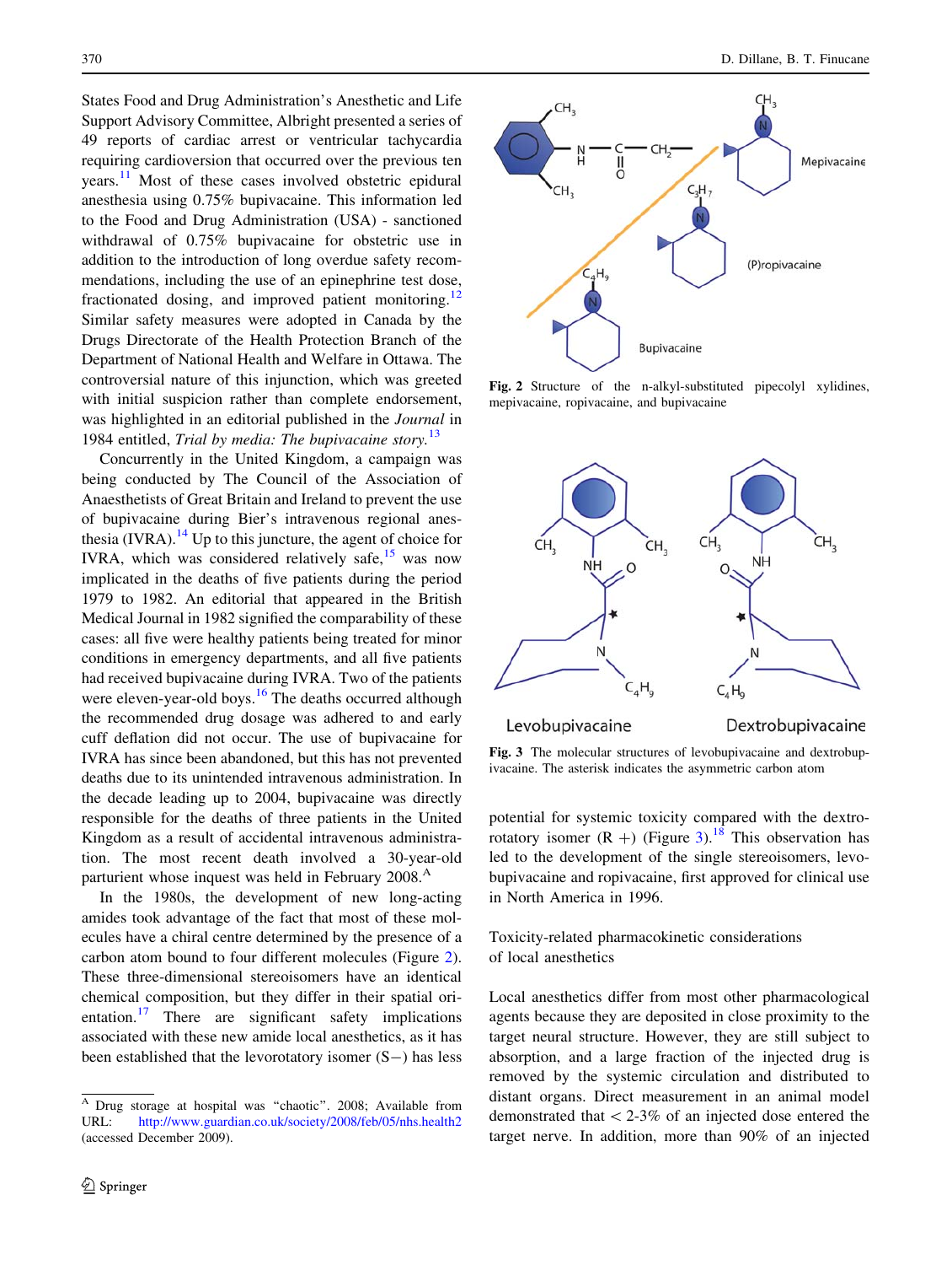States Food and Drug Administration's Anesthetic and Life Support Advisory Committee, Albright presented a series of 49 reports of cardiac arrest or ventricular tachycardia requiring cardioversion that occurred over the previous ten years.[11] Most of these cases involved obstetric epidural anesthesia using 0.75% bupivacaine. This information led to the Food and Drug Administration (USA) - sanctioned withdrawal of 0.75% bupivacaine for obstetric use in addition to the introduction of long overdue safety recommendations, including the use of an epinephrine test dose, fractionated dosing, and improved patient monitoring.[12] Similar safety measures were adopted in Canada by the Drugs Directorate of the Health Protection Branch of the Department of National Health and Welfare in Ottawa. The controversial nature of this injunction, which was greeted with initial suspicion rather than complete endorsement, was highlighted in an editorial published in the *Journal* in 1984 entitled, *Trial by media: The bupivacaine story*.[13]

Concurrently in the United Kingdom, a campaign was being conducted by The Council of the Association of Anaesthetists of Great Britain and Ireland to prevent the use of bupivacaine during Bier's intravenous regional anesthesia (IVRA).[14] Up to this juncture, the agent of choice for IVRA, which was considered relatively safe,[15] was now implicated in the deaths of five patients during the period 1979 to 1982. An editorial that appeared in the British Medical Journal in 1982 signified the comparability of these cases: all five were healthy patients being treated for minor conditions in emergency departments, and all five patients had received bupivacaine during IVRA. Two of the patients were eleven-year-old boys.[16] The deaths occurred although the recommended drug dosage was adhered to and early cuff deflation did not occur. The use of bupivacaine for IVRA has since been abandoned, but this has not prevented deaths due to its unintended intravenous administration. In the decade leading up to 2004, bupivacaine was directly responsible for the deaths of three patients in the United Kingdom as a result of accidental intravenous administration. The most recent death involved a 30-year-old parturient whose inquest was held in February 2008.[A]

In the 1980s, the development of new long-acting amides took advantage of the fact that most of these molecules have a chiral centre determined by the presence of a carbon atom bound to four different molecules (Figure 2). These three-dimensional stereoisomers have an identical chemical composition, but they differ in their spatial orientation.[17] There are significant safety implications associated with these new amide local anesthetics, as it has been established that the levorotatory isomer (S−) has less potential for systemic toxicity compared with the dextrorotatory isomer (R +) (Figure 3).[18] This observation has led to the development of the single stereoisomers, levobupivacaine and ropivacaine, first approved for clinical use in North America in 1996.

**Fig. 2** Structure of the n-alkyl-substituted pipecolyl xylidines, mepivacaine, ropivacaine, and bupivacaine

**Fig. 3** The molecular structures of levobupivacaine and dextrobupivacaine. The asterisk indicates the asymmetric carbon atom

## Toxicity-related pharmacokinetic considerations of local anesthetics

Local anesthetics differ from most other pharmacological agents because they are deposited in close proximity to the target neural structure. However, they are still subject to absorption, and a large fraction of the injected drug is removed by the systemic circulation and distributed to distant organs. Direct measurement in an animal model demonstrated that < 2-3% of an injected dose entered the target nerve. In addition, more than 90% of an injected

[A] Drug storage at hospital was "chaotic". 2008; Available from URL: http://www.guardian.co.uk/society/2008/feb/05/nhs.health2 (accessed December 2009).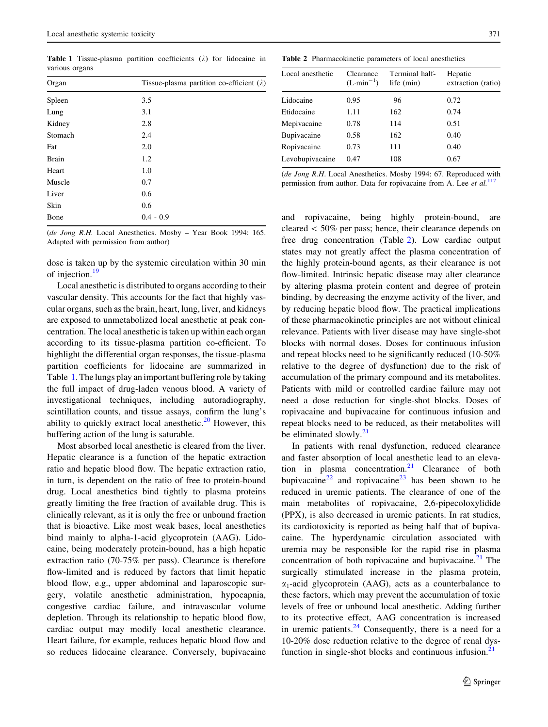**Table 1** Tissue-plasma partition coefficients (λ) for lidocaine in various organs

| Organ | Tissue-plasma partition co-efficient (λ) |
|---|---|
| Spleen | 3.5 |
| Lung | 3.1 |
| Kidney | 2.8 |
| Stomach | 2.4 |
| Fat | 2.0 |
| Brain | 1.2 |
| Heart | 1.0 |
| Muscle | 0.7 |
| Liver | 0.6 |
| Skin | 0.6 |
| Bone | 0.4 - 0.9 |

(*de Jong R.H.* Local Anesthetics. Mosby – Year Book 1994: 165. Adapted with permission from author)

dose is taken up by the systemic circulation within 30 min of injection.[19]

Local anesthetic is distributed to organs according to their vascular density. This accounts for the fact that highly vascular organs, such as the brain, heart, lung, liver, and kidneys are exposed to unmetabolized local anesthetic at peak concentration. The local anesthetic is taken up within each organ according to its tissue-plasma partition co-efficient. To highlight the differential organ responses, the tissue-plasma partition coefficients for lidocaine are summarized in Table 1. The lungs play an important buffering role by taking the full impact of drug-laden venous blood. A variety of investigational techniques, including autoradiography, scintillation counts, and tissue assays, confirm the lung's ability to quickly extract local anesthetic.[20] However, this buffering action of the lung is saturable.

Most absorbed local anesthetic is cleared from the liver. Hepatic clearance is a function of the hepatic extraction ratio and hepatic blood flow. The hepatic extraction ratio, in turn, is dependent on the ratio of free to protein-bound drug. Local anesthetics bind tightly to plasma proteins greatly limiting the free fraction of available drug. This is clinically relevant, as it is only the free or unbound fraction that is bioactive. Like most weak bases, local anesthetics bind mainly to alpha-1-acid glycoprotein (AAG). Lidocaine, being moderately protein-bound, has a high hepatic extraction ratio (70-75% per pass). Clearance is therefore flow-limited and is reduced by factors that limit hepatic blood flow, e.g., upper abdominal and laparoscopic surgery, volatile anesthetic administration, hypocapnia, congestive cardiac failure, and intravascular volume depletion. Through its relationship to hepatic blood flow, cardiac output may modify local anesthetic clearance. Heart failure, for example, reduces hepatic blood flow and so reduces lidocaine clearance. Conversely, bupivacaine

**Table 2** Pharmacokinetic parameters of local anesthetics

| Local anesthetic | Clearance ($L{\cdot}min^{-1}$) | Terminal half-life (min) | Hepatic extraction (ratio) |
|---|---|---|---|
| Lidocaine | 0.95 | 96 | 0.72 |
| Etidocaine | 1.11 | 162 | 0.74 |
| Mepivacaine | 0.78 | 114 | 0.51 |
| Bupivacaine | 0.58 | 162 | 0.40 |
| Ropivacaine | 0.73 | 111 | 0.40 |
| Levobupivacaine | 0.47 | 108 | 0.67 |

(*de Jong R.H.* Local Anesthetics. Mosby 1994: 67. Reproduced with permission from author. Data for ropivacaine from A. Lee *et al.*[117]

and ropivacaine, being highly protein-bound, are cleared < 50% per pass; hence, their clearance depends on free drug concentration (Table 2). Low cardiac output states may not greatly affect the plasma concentration of the highly protein-bound agents, as their clearance is not flow-limited. Intrinsic hepatic disease may alter clearance by altering plasma protein content and degree of protein binding, by decreasing the enzyme activity of the liver, and by reducing hepatic blood flow. The practical implications of these pharmacokinetic principles are not without clinical relevance. Patients with liver disease may have single-shot blocks with normal doses. Doses for continuous infusion and repeat blocks need to be significantly reduced (10-50% relative to the degree of dysfunction) due to the risk of accumulation of the primary compound and its metabolites. Patients with mild or controlled cardiac failure may not need a dose reduction for single-shot blocks. Doses of ropivacaine and bupivacaine for continuous infusion and repeat blocks need to be reduced, as their metabolites will be eliminated slowly.[21]

In patients with renal dysfunction, reduced clearance and faster absorption of local anesthetic lead to an elevation in plasma concentration.[21] Clearance of both bupivacaine[22] and ropivacaine[23] has been shown to be reduced in uremic patients. The clearance of one of the main metabolites of ropivacaine, 2,6-pipecoloxylidide (PPX), is also decreased in uremic patients. In rat studies, its cardiotoxicity is reported as being half that of bupivacaine. The hyperdynamic circulation associated with uremia may be responsible for the rapid rise in plasma concentration of both ropivacaine and bupivacaine.[21] The surgically stimulated increase in the plasma protein, $\alpha_1$-acid glycoprotein (AAG), acts as a counterbalance to these factors, which may prevent the accumulation of toxic levels of free or unbound local anesthetic. Adding further to its protective effect, AAG concentration is increased in uremic patients.[24] Consequently, there is a need for a 10-20% dose reduction relative to the degree of renal dysfunction in single-shot blocks and continuous infusion.[21]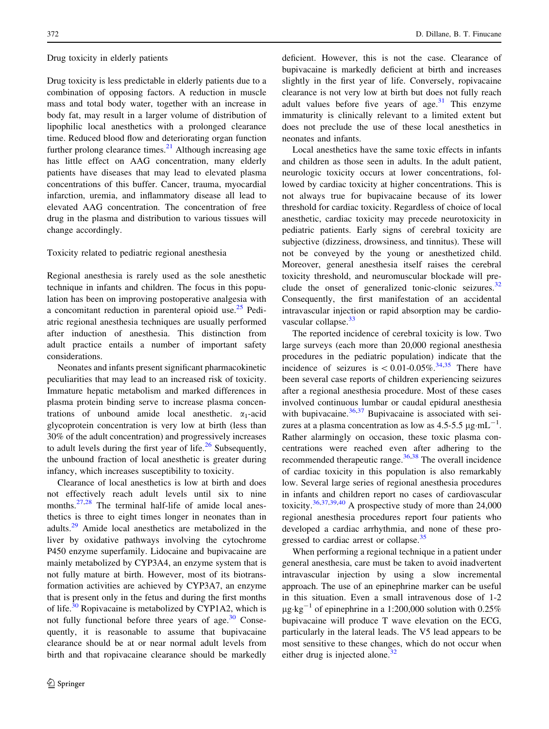### Drug toxicity in elderly patients

Drug toxicity is less predictable in elderly patients due to a combination of opposing factors. A reduction in muscle mass and total body water, together with an increase in body fat, may result in a larger volume of distribution of lipophilic local anesthetics with a prolonged clearance time. Reduced blood flow and deteriorating organ function further prolong clearance times.[21] Although increasing age has little effect on AAG concentration, many elderly patients have diseases that may lead to elevated plasma concentrations of this buffer. Cancer, trauma, myocardial infarction, uremia, and inflammatory disease all lead to elevated AAG concentration. The concentration of free drug in the plasma and distribution to various tissues will change accordingly.

### Toxicity related to pediatric regional anesthesia

Regional anesthesia is rarely used as the sole anesthetic technique in infants and children. The focus in this population has been on improving postoperative analgesia with a concomitant reduction in parenteral opioid use.[25] Pediatric regional anesthesia techniques are usually performed after induction of anesthesia. This distinction from adult practice entails a number of important safety considerations.

Neonates and infants present significant pharmacokinetic peculiarities that may lead to an increased risk of toxicity. Immature hepatic metabolism and marked differences in plasma protein binding serve to increase plasma concentrations of unbound amide local anesthetic. $\alpha_1$-acid glycoprotein concentration is very low at birth (less than 30% of the adult concentration) and progressively increases to adult levels during the first year of life.[26] Subsequently, the unbound fraction of local anesthetic is greater during infancy, which increases susceptibility to toxicity.

Clearance of local anesthetics is low at birth and does not effectively reach adult levels until six to nine months.[27,28] The terminal half-life of amide local anesthetics is three to eight times longer in neonates than in adults.[29] Amide local anesthetics are metabolized in the liver by oxidative pathways involving the cytochrome P450 enzyme superfamily. Lidocaine and bupivacaine are mainly metabolized by CYP3A4, an enzyme system that is not fully mature at birth. However, most of its biotransformation activities are achieved by CYP3A7, an enzyme that is present only in the fetus and during the first months of life.[30] Ropivacaine is metabolized by CYP1A2, which is not fully functional before three years of age.[30] Consequently, it is reasonable to assume that bupivacaine clearance should be at or near normal adult levels from birth and that ropivacaine clearance should be markedly deficient. However, this is not the case. Clearance of bupivacaine is markedly deficient at birth and increases slightly in the first year of life. Conversely, ropivacaine clearance is not very low at birth but does not fully reach adult values before five years of age.[31] This enzyme immaturity is clinically relevant to a limited extent but does not preclude the use of these local anesthetics in neonates and infants.

Local anesthetics have the same toxic effects in infants and children as those seen in adults. In the adult patient, neurologic toxicity occurs at lower concentrations, followed by cardiac toxicity at higher concentrations. This is not always true for bupivacaine because of its lower threshold for cardiac toxicity. Regardless of choice of local anesthetic, cardiac toxicity may precede neurotoxicity in pediatric patients. Early signs of cerebral toxicity are subjective (dizziness, drowsiness, and tinnitus). These will not be conveyed by the young or anesthetized child. Moreover, general anesthesia itself raises the cerebral toxicity threshold, and neuromuscular blockade will preclude the onset of generalized tonic-clonic seizures.[32] Consequently, the first manifestation of an accidental intravascular injection or rapid absorption may be cardiovascular collapse.[33]

The reported incidence of cerebral toxicity is low. Two large surveys (each more than 20,000 regional anesthesia procedures in the pediatric population) indicate that the incidence of seizures is $< 0.01$-$0.05\%$.[34,35] There have been several case reports of children experiencing seizures after a regional anesthesia procedure. Most of these cases involved continuous lumbar or caudal epidural anesthesia with bupivacaine.[36,37] Bupivacaine is associated with seizures at a plasma concentration as low as 4.5-5.5 $\mu g \cdot mL^{-1}$. Rather alarmingly on occasion, these toxic plasma concentrations were reached even after adhering to the recommended therapeutic range.[36,38] The overall incidence of cardiac toxicity in this population is also remarkably low. Several large series of regional anesthesia procedures in infants and children report no cases of cardiovascular toxicity.[36,37,39,40] A prospective study of more than 24,000 regional anesthesia procedures report four patients who developed a cardiac arrhythmia, and none of these progressed to cardiac arrest or collapse.[35]

When performing a regional technique in a patient under general anesthesia, care must be taken to avoid inadvertent intravascular injection by using a slow incremental approach. The use of an epinephrine marker can be useful in this situation. Even a small intravenous dose of 1-2 $\mu g \cdot kg^{-1}$ of epinephrine in a 1:200,000 solution with 0.25% bupivacaine will produce T wave elevation on the ECG, particularly in the lateral leads. The V5 lead appears to be most sensitive to these changes, which do not occur when either drug is injected alone.[32]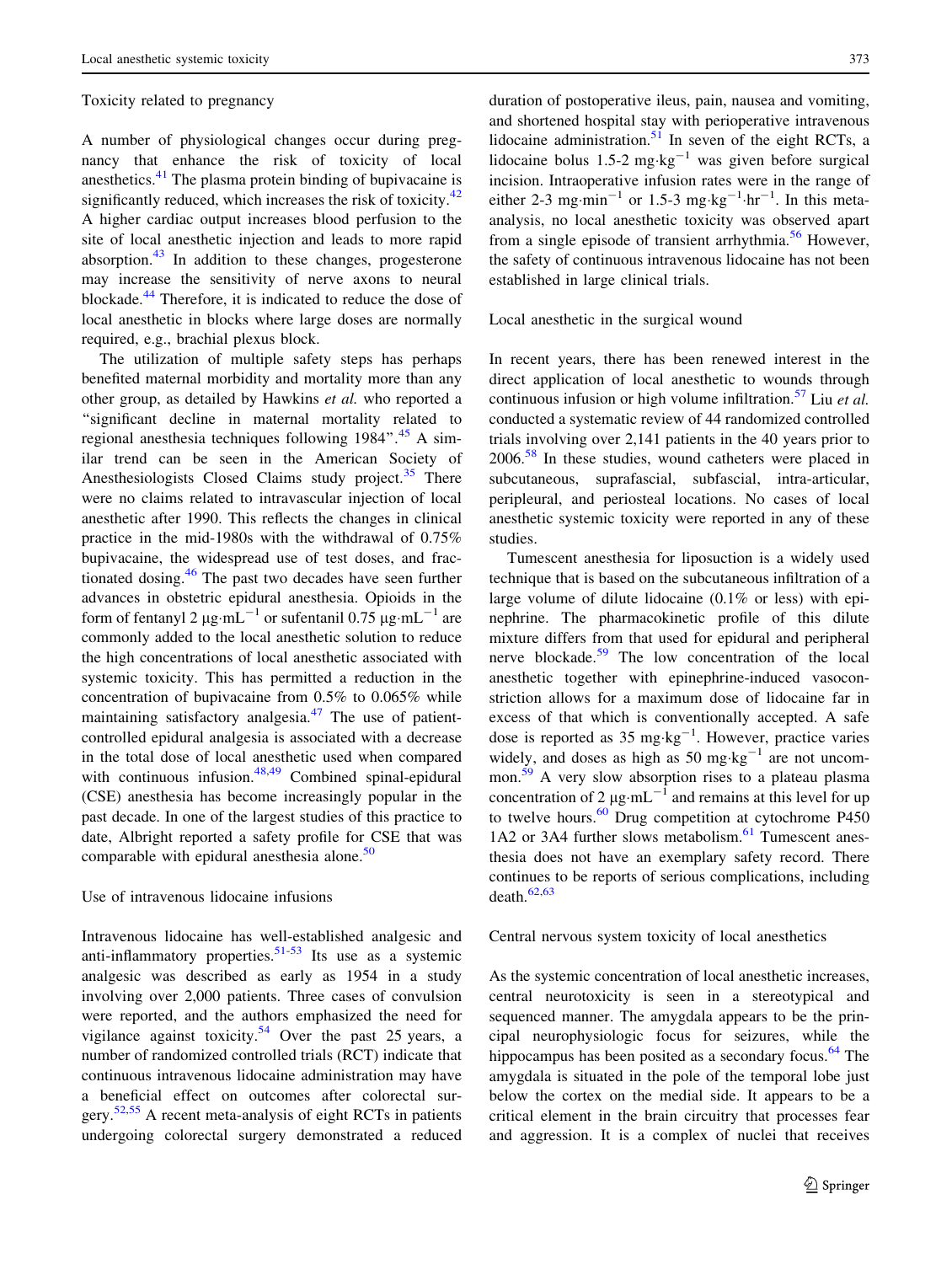### Toxicity related to pregnancy

A number of physiological changes occur during pregnancy that enhance the risk of toxicity of local anesthetics.[41] The plasma protein binding of bupivacaine is significantly reduced, which increases the risk of toxicity.[42] A higher cardiac output increases blood perfusion to the site of local anesthetic injection and leads to more rapid absorption.[43] In addition to these changes, progesterone may increase the sensitivity of nerve axons to neural blockade.[44] Therefore, it is indicated to reduce the dose of local anesthetic in blocks where large doses are normally required, e.g., brachial plexus block.

The utilization of multiple safety steps has perhaps benefited maternal morbidity and mortality more than any other group, as detailed by Hawkins *et al.* who reported a "significant decline in maternal mortality related to regional anesthesia techniques following 1984".[45] A similar trend can be seen in the American Society of Anesthesiologists Closed Claims study project.[35] There were no claims related to intravascular injection of local anesthetic after 1990. This reflects the changes in clinical practice in the mid-1980s with the withdrawal of 0.75% bupivacaine, the widespread use of test doses, and fractionated dosing.[46] The past two decades have seen further advances in obstetric epidural anesthesia. Opioids in the form of fentanyl 2 $\mu g \cdot mL^{-1}$ or sufentanil 0.75 $\mu g \cdot mL^{-1}$ are commonly added to the local anesthetic solution to reduce the high concentrations of local anesthetic associated with systemic toxicity. This has permitted a reduction in the concentration of bupivacaine from 0.5% to 0.065% while maintaining satisfactory analgesia.[47] The use of patient-controlled epidural analgesia is associated with a decrease in the total dose of local anesthetic used when compared with continuous infusion.[48,49] Combined spinal-epidural (CSE) anesthesia has become increasingly popular in the past decade. In one of the largest studies of this practice to date, Albright reported a safety profile for CSE that was comparable with epidural anesthesia alone.[50]

### Use of intravenous lidocaine infusions

Intravenous lidocaine has well-established analgesic and anti-inflammatory properties.[51-53] Its use as a systemic analgesic was described as early as 1954 in a study involving over 2,000 patients. Three cases of convulsion were reported, and the authors emphasized the need for vigilance against toxicity.[54] Over the past 25 years, a number of randomized controlled trials (RCT) indicate that continuous intravenous lidocaine administration may have a beneficial effect on outcomes after colorectal surgery.[52,55] A recent meta-analysis of eight RCTs in patients undergoing colorectal surgery demonstrated a reduced duration of postoperative ileus, pain, nausea and vomiting, and shortened hospital stay with perioperative intravenous lidocaine administration.[51] In seven of the eight RCTs, a lidocaine bolus 1.5-2 $mg \cdot kg^{-1}$ was given before surgical incision. Intraoperative infusion rates were in the range of either 2-3 $mg \cdot min^{-1}$ or 1.5-3 $mg \cdot kg^{-1} \cdot hr^{-1}$. In this meta-analysis, no local anesthetic toxicity was observed apart from a single episode of transient arrhythmia.[56] However, the safety of continuous intravenous lidocaine has not been established in large clinical trials.

### Local anesthetic in the surgical wound

In recent years, there has been renewed interest in the direct application of local anesthetic to wounds through continuous infusion or high volume infiltration.[57] Liu *et al.* conducted a systematic review of 44 randomized controlled trials involving over 2,141 patients in the 40 years prior to 2006.[58] In these studies, wound catheters were placed in subcutaneous, suprafascial, subfascial, intra-articular, peripleural, and periosteal locations. No cases of local anesthetic systemic toxicity were reported in any of these studies.

Tumescent anesthesia for liposuction is a widely used technique that is based on the subcutaneous infiltration of a large volume of dilute lidocaine (0.1% or less) with epinephrine. The pharmacokinetic profile of this dilute mixture differs from that used for epidural and peripheral nerve blockade.[59] The low concentration of the local anesthetic together with epinephrine-induced vasoconstriction allows for a maximum dose of lidocaine far in excess of that which is conventionally accepted. A safe dose is reported as 35 $mg \cdot kg^{-1}$. However, practice varies widely, and doses as high as 50 $mg \cdot kg^{-1}$ are not uncommon.[59] A very slow absorption rises to a plateau plasma concentration of 2 $\mu g \cdot mL^{-1}$ and remains at this level for up to twelve hours.[60] Drug competition at cytochrome P450 1A2 or 3A4 further slows metabolism.[61] Tumescent anesthesia does not have an exemplary safety record. There continues to be reports of serious complications, including death.[62,63]

### Central nervous system toxicity of local anesthetics

As the systemic concentration of local anesthetic increases, central neurotoxicity is seen in a stereotypical and sequenced manner. The amygdala appears to be the principal neurophysiologic focus for seizures, while the hippocampus has been posited as a secondary focus.[64] The amygdala is situated in the pole of the temporal lobe just below the cortex on the medial side. It appears to be a critical element in the brain circuitry that processes fear and aggression. It is a complex of nuclei that receives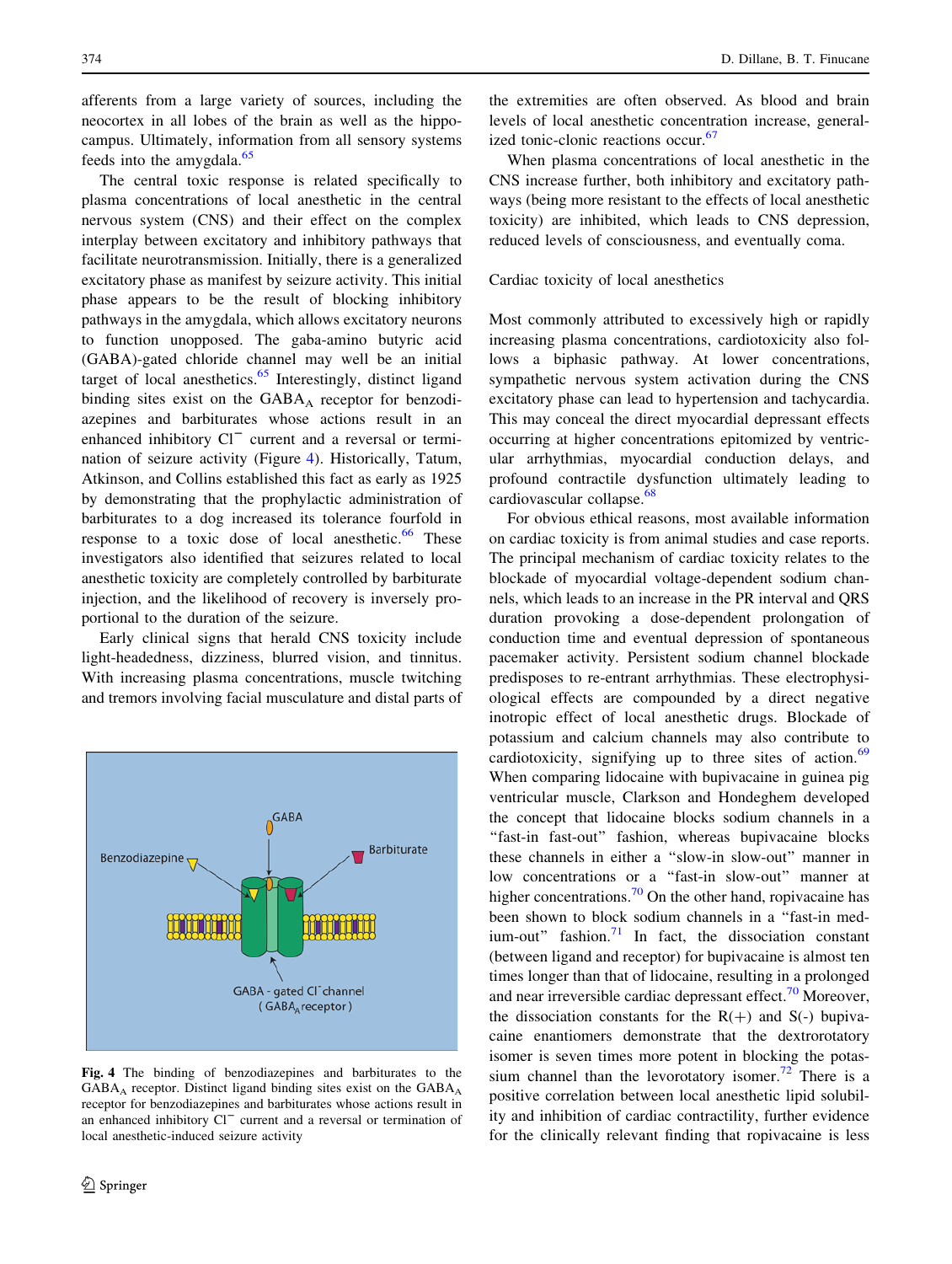afferents from a large variety of sources, including the neocortex in all lobes of the brain as well as the hippocampus. Ultimately, information from all sensory systems feeds into the amygdala.[65]

The central toxic response is related specifically to plasma concentrations of local anesthetic in the central nervous system (CNS) and their effect on the complex interplay between excitatory and inhibitory pathways that facilitate neurotransmission. Initially, there is a generalized excitatory phase as manifest by seizure activity. This initial phase appears to be the result of blocking inhibitory pathways in the amygdala, which allows excitatory neurons to function unopposed. The gaba-amino butyric acid (GABA)-gated chloride channel may well be an initial target of local anesthetics.[65] Interestingly, distinct ligand binding sites exist on the $GABA_A$ receptor for benzodiazepines and barbiturates whose actions result in an enhanced inhibitory $Cl^-$ current and a reversal or termination of seizure activity (Figure 4). Historically, Tatum, Atkinson, and Collins established this fact as early as 1925 by demonstrating that the prophylactic administration of barbiturates to a dog increased its tolerance fourfold in response to a toxic dose of local anesthetic.[66] These investigators also identified that seizures related to local anesthetic toxicity are completely controlled by barbiturate injection, and the likelihood of recovery is inversely proportional to the duration of the seizure.

Early clinical signs that herald CNS toxicity include light-headedness, dizziness, blurred vision, and tinnitus. With increasing plasma concentrations, muscle twitching and tremors involving facial musculature and distal parts of the extremities are often observed. As blood and brain levels of local anesthetic concentration increase, generalized tonic-clonic reactions occur.[67]

GABA

Benzodiazepine

Barbiturate

GABA - gated $Cl^-$ channel ( $GABA_A$ receptor )

**Fig. 4** The binding of benzodiazepines and barbiturates to the $GABA_A$ receptor. Distinct ligand binding sites exist on the $GABA_A$ receptor for benzodiazepines and barbiturates whose actions result in an enhanced inhibitory $Cl^-$ current and a reversal or termination of local anesthetic-induced seizure activity

When plasma concentrations of local anesthetic in the CNS increase further, both inhibitory and excitatory pathways (being more resistant to the effects of local anesthetic toxicity) are inhibited, which leads to CNS depression, reduced levels of consciousness, and eventually coma.

## Cardiac toxicity of local anesthetics

Most commonly attributed to excessively high or rapidly increasing plasma concentrations, cardiotoxicity also follows a biphasic pathway. At lower concentrations, sympathetic nervous system activation during the CNS excitatory phase can lead to hypertension and tachycardia. This may conceal the direct myocardial depressant effects occurring at higher concentrations epitomized by ventricular arrhythmias, myocardial conduction delays, and profound contractile dysfunction ultimately leading to cardiovascular collapse.[68]

For obvious ethical reasons, most available information on cardiac toxicity is from animal studies and case reports. The principal mechanism of cardiac toxicity relates to the blockade of myocardial voltage-dependent sodium channels, which leads to an increase in the PR interval and QRS duration provoking a dose-dependent prolongation of conduction time and eventual depression of spontaneous pacemaker activity. Persistent sodium channel blockade predisposes to re-entrant arrhythmias. These electrophysiological effects are compounded by a direct negative inotropic effect of local anesthetic drugs. Blockade of potassium and calcium channels may also contribute to cardiotoxicity, signifying up to three sites of action.[69] When comparing lidocaine with bupivacaine in guinea pig ventricular muscle, Clarkson and Hondeghem developed the concept that lidocaine blocks sodium channels in a "fast-in fast-out" fashion, whereas bupivacaine blocks these channels in either a "slow-in slow-out" manner in low concentrations or a "fast-in slow-out" manner at higher concentrations.[70] On the other hand, ropivacaine has been shown to block sodium channels in a "fast-in medium-out" fashion.[71] In fact, the dissociation constant (between ligand and receptor) for bupivacaine is almost ten times longer than that of lidocaine, resulting in a prolonged and near irreversible cardiac depressant effect.[70] Moreover, the dissociation constants for the R(+) and S(-) bupivacaine enantiomers demonstrate that the dextrorotatory isomer is seven times more potent in blocking the potassium channel than the levorotatory isomer.[72] There is a positive correlation between local anesthetic lipid solubility and inhibition of cardiac contractility, further evidence for the clinically relevant finding that ropivacaine is less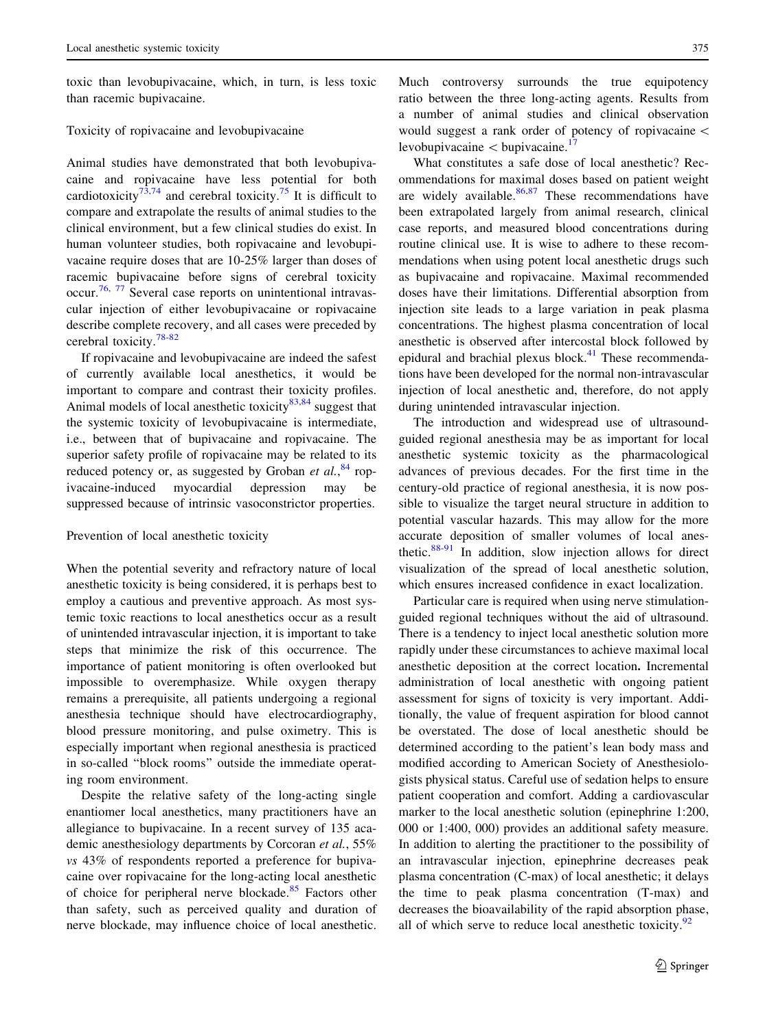toxic than levobupivacaine, which, in turn, is less toxic than racemic bupivacaine.

## Toxicity of ropivacaine and levobupivacaine

Animal studies have demonstrated that both levobupivacaine and ropivacaine have less potential for both cardiotoxicity[73,74] and cerebral toxicity.[75] It is difficult to compare and extrapolate the results of animal studies to the clinical environment, but a few clinical studies do exist. In human volunteer studies, both ropivacaine and levobupivacaine require doses that are 10-25% larger than doses of racemic bupivacaine before signs of cerebral toxicity occur.[76, 77] Several case reports on unintentional intravascular injection of either levobupivacaine or ropivacaine describe complete recovery, and all cases were preceded by cerebral toxicity.[78-82]

If ropivacaine and levobupivacaine are indeed the safest of currently available local anesthetics, it would be important to compare and contrast their toxicity profiles. Animal models of local anesthetic toxicity[83,84] suggest that the systemic toxicity of levobupivacaine is intermediate, i.e., between that of bupivacaine and ropivacaine. The superior safety profile of ropivacaine may be related to its reduced potency or, as suggested by Groban *et al.*,[84] ropivacaine-induced myocardial depression may be suppressed because of intrinsic vasoconstrictor properties.

## Prevention of local anesthetic toxicity

When the potential severity and refractory nature of local anesthetic toxicity is being considered, it is perhaps best to employ a cautious and preventive approach. As most systemic toxic reactions to local anesthetics occur as a result of unintended intravascular injection, it is important to take steps that minimize the risk of this occurrence. The importance of patient monitoring is often overlooked but impossible to overemphasize. While oxygen therapy remains a prerequisite, all patients undergoing a regional anesthesia technique should have electrocardiography, blood pressure monitoring, and pulse oximetry. This is especially important when regional anesthesia is practiced in so-called "block rooms" outside the immediate operating room environment.

Despite the relative safety of the long-acting single enantiomer local anesthetics, many practitioners have an allegiance to bupivacaine. In a recent survey of 135 academic anesthesiology departments by Corcoran *et al.*, 55% *vs* 43% of respondents reported a preference for bupivacaine over ropivacaine for the long-acting local anesthetic of choice for peripheral nerve blockade.[85] Factors other than safety, such as perceived quality and duration of nerve blockade, may influence choice of local anesthetic. Much controversy surrounds the true equipotency ratio between the three long-acting agents. Results from a number of animal studies and clinical observation would suggest a rank order of potency of ropivacaine < levobupivacaine < bupivacaine.[17]

What constitutes a safe dose of local anesthetic? Recommendations for maximal doses based on patient weight are widely available.[86,87] These recommendations have been extrapolated largely from animal research, clinical case reports, and measured blood concentrations during routine clinical use. It is wise to adhere to these recommendations when using potent local anesthetic drugs such as bupivacaine and ropivacaine. Maximal recommended doses have their limitations. Differential absorption from injection site leads to a large variation in peak plasma concentrations. The highest plasma concentration of local anesthetic is observed after intercostal block followed by epidural and brachial plexus block.[41] These recommendations have been developed for the normal non-intravascular injection of local anesthetic and, therefore, do not apply during unintended intravascular injection.

The introduction and widespread use of ultrasound-guided regional anesthesia may be as important for local anesthetic systemic toxicity as the pharmacological advances of previous decades. For the first time in the century-old practice of regional anesthesia, it is now possible to visualize the target neural structure in addition to potential vascular hazards. This may allow for the more accurate deposition of smaller volumes of local anesthetic.[88-91] In addition, slow injection allows for direct visualization of the spread of local anesthetic solution, which ensures increased confidence in exact localization.

Particular care is required when using nerve stimulation-guided regional techniques without the aid of ultrasound. There is a tendency to inject local anesthetic solution more rapidly under these circumstances to achieve maximal local anesthetic deposition at the correct location**.** Incremental administration of local anesthetic with ongoing patient assessment for signs of toxicity is very important. Additionally, the value of frequent aspiration for blood cannot be overstated. The dose of local anesthetic should be determined according to the patient's lean body mass and modified according to American Society of Anesthesiologists physical status. Careful use of sedation helps to ensure patient cooperation and comfort. Adding a cardiovascular marker to the local anesthetic solution (epinephrine 1:200, 000 or 1:400, 000) provides an additional safety measure. In addition to alerting the practitioner to the possibility of an intravascular injection, epinephrine decreases peak plasma concentration (C-max) of local anesthetic; it delays the time to peak plasma concentration (T-max) and decreases the bioavailability of the rapid absorption phase, all of which serve to reduce local anesthetic toxicity.[92]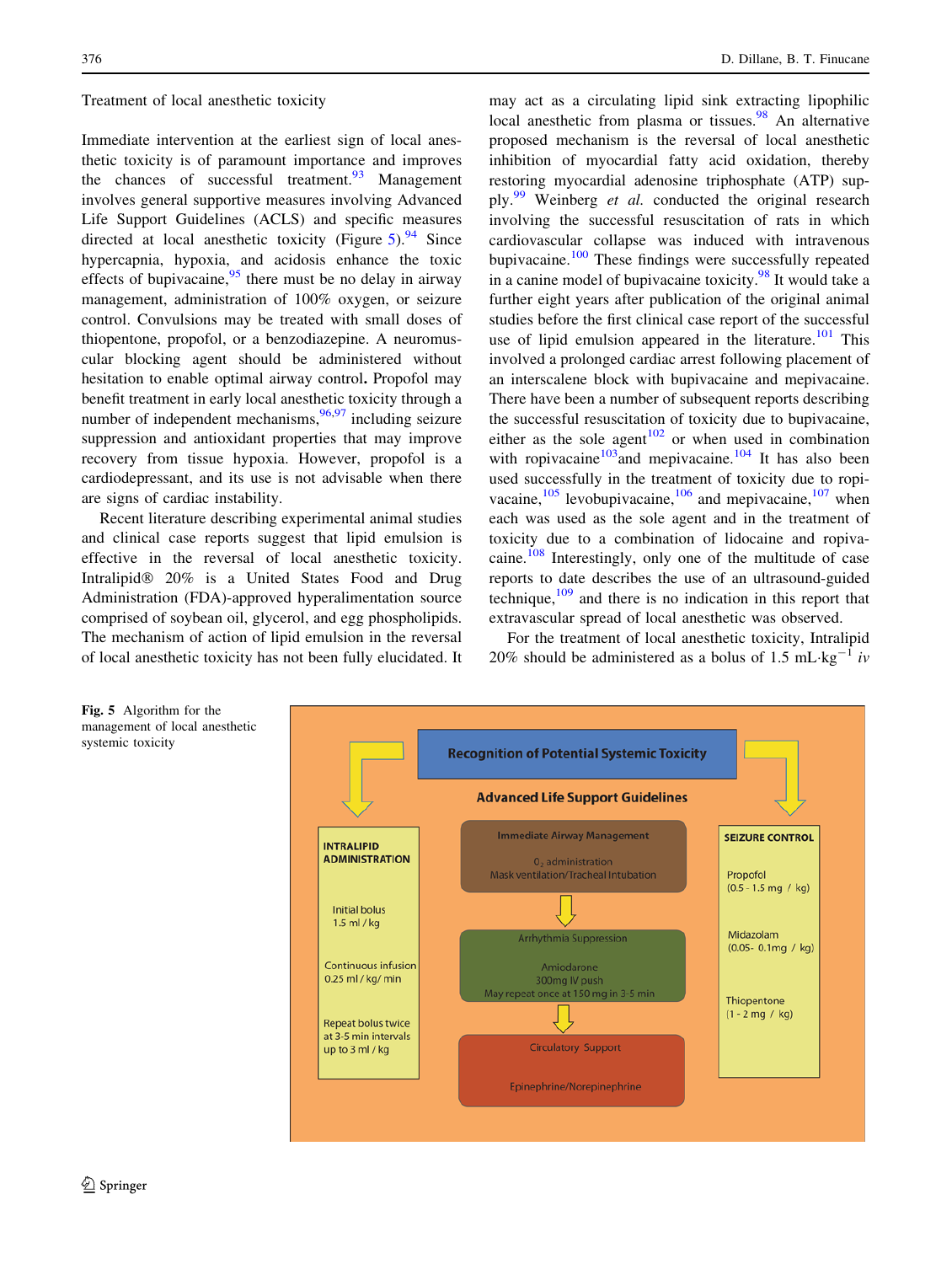### Treatment of local anesthetic toxicity

Immediate intervention at the earliest sign of local anesthetic toxicity is of paramount importance and improves the chances of successful treatment.[93] Management involves general supportive measures involving Advanced Life Support Guidelines (ACLS) and specific measures directed at local anesthetic toxicity (Figure 5).[94] Since hypercapnia, hypoxia, and acidosis enhance the toxic effects of bupivacaine,[95] there must be no delay in airway management, administration of 100% oxygen, or seizure control. Convulsions may be treated with small doses of thiopentone, propofol, or a benzodiazepine. A neuromuscular blocking agent should be administered without hesitation to enable optimal airway control. Propofol may benefit treatment in early local anesthetic toxicity through a number of independent mechanisms,[96,97] including seizure suppression and antioxidant properties that may improve recovery from tissue hypoxia. However, propofol is a cardiodepressant, and its use is not advisable when there are signs of cardiac instability.

Recent literature describing experimental animal studies and clinical case reports suggest that lipid emulsion is effective in the reversal of local anesthetic toxicity. Intralipid® 20% is a United States Food and Drug Administration (FDA)-approved hyperalimentation source comprised of soybean oil, glycerol, and egg phospholipids. The mechanism of action of lipid emulsion in the reversal of local anesthetic toxicity has not been fully elucidated. It may act as a circulating lipid sink extracting lipophilic local anesthetic from plasma or tissues.[98] An alternative proposed mechanism is the reversal of local anesthetic inhibition of myocardial fatty acid oxidation, thereby restoring myocardial adenosine triphosphate (ATP) supply.[99] Weinberg *et al.* conducted the original research involving the successful resuscitation of rats in which cardiovascular collapse was induced with intravenous bupivacaine.[100] These findings were successfully repeated in a canine model of bupivacaine toxicity.[98] It would take a further eight years after publication of the original animal studies before the first clinical case report of the successful use of lipid emulsion appeared in the literature.[101] This involved a prolonged cardiac arrest following placement of an interscalene block with bupivacaine and mepivacaine. There have been a number of subsequent reports describing the successful resuscitation of toxicity due to bupivacaine, either as the sole agent[102] or when used in combination with ropivacaine[103] and mepivacaine.[104] It has also been used successfully in the treatment of toxicity due to ropivacaine,[105] levobupivacaine,[106] and mepivacaine,[107] when each was used as the sole agent and in the treatment of toxicity due to a combination of lidocaine and ropivacaine.[108] Interestingly, only one of the multitude of case reports to date describes the use of an ultrasound-guided technique,[109] and there is no indication in this report that extravascular spread of local anesthetic was observed.

For the treatment of local anesthetic toxicity, Intralipid 20% should be administered as a bolus of 1.5 mL·kg$^{-1}$ *iv*

**Recognition of Potential Systemic Toxicity**

**Advanced Life Support Guidelines**

**INTRALIPID ADMINISTRATION**
- Initial bolus 1.5 ml / kg
- Continuous infusion 0.25 ml / kg/ min
- Repeat bolus twice at 3-5 min intervals up to 3 ml / kg

**Immediate Airway Management**
- $O_2$ administration
- Mask ventilation/Tracheal Intubation

**Arrhythmia Suppression**
- Amiodarone
- 300mg IV push
- May repeat once at 150 mg in 3-5 min

**Circulatory Support**
- Epinephrine/Norepinephrine

**SEIZURE CONTROL**
- Propofol (0.5 - 1.5 mg / kg)
- Midazolam (0.05- 0.1mg / kg)
- Thiopentone (1 - 2 mg / kg)

**Fig. 5** Algorithm for the management of local anesthetic systemic toxicity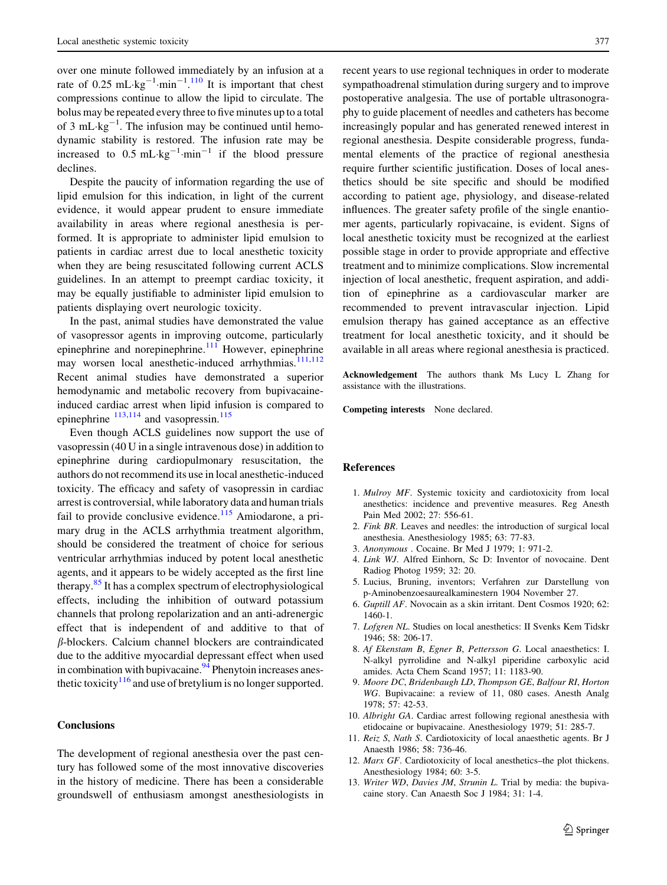over one minute followed immediately by an infusion at a rate of 0.25 $mL \cdot kg^{-1} \cdot min^{-1}$.[110] It is important that chest compressions continue to allow the lipid to circulate. The bolus may be repeated every three to five minutes up to a total of 3 $mL \cdot kg^{-1}$. The infusion may be continued until hemodynamic stability is restored. The infusion rate may be increased to 0.5 $mL \cdot kg^{-1} \cdot min^{-1}$ if the blood pressure declines.

Despite the paucity of information regarding the use of lipid emulsion for this indication, in light of the current evidence, it would appear prudent to ensure immediate availability in areas where regional anesthesia is performed. It is appropriate to administer lipid emulsion to patients in cardiac arrest due to local anesthetic toxicity when they are being resuscitated following current ACLS guidelines. In an attempt to preempt cardiac toxicity, it may be equally justifiable to administer lipid emulsion to patients displaying overt neurologic toxicity.

In the past, animal studies have demonstrated the value of vasopressor agents in improving outcome, particularly epinephrine and norepinephrine.[111] However, epinephrine may worsen local anesthetic-induced arrhythmias.[111,112] Recent animal studies have demonstrated a superior hemodynamic and metabolic recovery from bupivacaine-induced cardiac arrest when lipid infusion is compared to epinephrine [113,114] and vasopressin.[115]

Even though ACLS guidelines now support the use of vasopressin (40 U in a single intravenous dose) in addition to epinephrine during cardiopulmonary resuscitation, the authors do not recommend its use in local anesthetic-induced toxicity. The efficacy and safety of vasopressin in cardiac arrest is controversial, while laboratory data and human trials fail to provide conclusive evidence.[115] Amiodarone, a primary drug in the ACLS arrhythmia treatment algorithm, should be considered the treatment of choice for serious ventricular arrhythmias induced by potent local anesthetic agents, and it appears to be widely accepted as the first line therapy.[85] It has a complex spectrum of electrophysiological effects, including the inhibition of outward potassium channels that prolong repolarization and an anti-adrenergic effect that is independent of and additive to that of $\beta$-blockers. Calcium channel blockers are contraindicated due to the additive myocardial depressant effect when used in combination with bupivacaine.[94] Phenytoin increases anesthetic toxicity[116] and use of bretylium is no longer supported.

## Conclusions

The development of regional anesthesia over the past century has followed some of the most innovative discoveries in the history of medicine. There has been a considerable groundswell of enthusiasm amongst anesthesiologists in recent years to use regional techniques in order to moderate sympathoadrenal stimulation during surgery and to improve postoperative analgesia. The use of portable ultrasonography to guide placement of needles and catheters has become increasingly popular and has generated renewed interest in regional anesthesia. Despite considerable progress, fundamental elements of the practice of regional anesthesia require further scientific justification. Doses of local anesthetics should be site specific and should be modified according to patient age, physiology, and disease-related influences. The greater safety profile of the single enantiomer agents, particularly ropivacaine, is evident. Signs of local anesthetic toxicity must be recognized at the earliest possible stage in order to provide appropriate and effective treatment and to minimize complications. Slow incremental injection of local anesthetic, frequent aspiration, and addition of epinephrine as a cardiovascular marker are recommended to prevent intravascular injection. Lipid emulsion therapy has gained acceptance as an effective treatment for local anesthetic toxicity, and it should be available in all areas where regional anesthesia is practiced.

**Acknowledgement** The authors thank Ms Lucy L Zhang for assistance with the illustrations.

**Competing interests** None declared.

## References

1. *Mulroy MF*. Systemic toxicity and cardiotoxicity from local anesthetics: incidence and preventive measures. Reg Anesth Pain Med 2002; 27: 556-61.
2. *Fink BR*. Leaves and needles: the introduction of surgical local anesthesia. Anesthesiology 1985; 63: 77-83.
3. *Anonymous* . Cocaine. Br Med J 1979; 1: 971-2.
4. *Link WJ*. Alfred Einhorn, Sc D: Inventor of novocaine. Dent Radiog Photog 1959; 32: 20.
5. Lucius, Bruning, inventors; Verfahren zur Darstellung von p-Aminobenzoesaurealkaminestern 1904 November 27.
6. *Guptill AF*. Novocain as a skin irritant. Dent Cosmos 1920; 62: 1460-1.
7. *Lofgren NL*. Studies on local anesthetics: II Svenks Kem Tidskr 1946; 58: 206-17.
8. *Af Ekenstam B*, *Egner B*, *Pettersson G*. Local anaesthetics: I. N-alkyl pyrrolidine and N-alkyl piperidine carboxylic acid amides. Acta Chem Scand 1957; 11: 1183-90.
9. *Moore DC*, *Bridenbaugh LD*, *Thompson GE*, *Balfour RI*, *Horton WG*. Bupivacaine: a review of 11, 080 cases. Anesth Analg 1978; 57: 42-53.
10. *Albright GA*. Cardiac arrest following regional anesthesia with etidocaine or bupivacaine. Anesthesiology 1979; 51: 285-7.
11. *Reiz S*, *Nath S*. Cardiotoxicity of local anaesthetic agents. Br J Anaesth 1986; 58: 736-46.
12. *Marx GF*. Cardiotoxicity of local anesthetics–the plot thickens. Anesthesiology 1984; 60: 3-5.
13. *Writer WD*, *Davies JM*, *Strunin L*. Trial by media: the bupivacaine story. Can Anaesth Soc J 1984; 31: 1-4.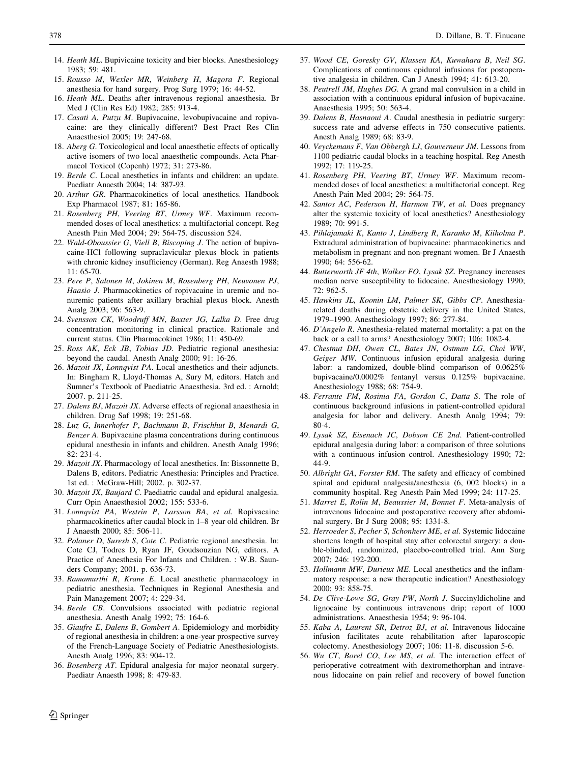14. *Heath ML*. Bupivicaine toxicity and bier blocks. Anesthesiology 1983; 59: 481.
15. *Rousso M*, *Wexler MR*, *Weinberg H*, *Magora F*. Regional anesthesia for hand surgery. Prog Surg 1979; 16: 44-52.
16. *Heath ML*. Deaths after intravenous regional anaesthesia. Br Med J (Clin Res Ed) 1982; 285: 913-4.
17. *Casati A*, *Putzu M*. Bupivacaine, levobupivacaine and ropivacaine: are they clinically different? Best Pract Res Clin Anaesthesiol 2005; 19: 247-68.
18. *Aberg G*. Toxicological and local anaesthetic effects of optically active isomers of two local anaesthetic compounds. Acta Pharmacol Toxicol (Copenh) 1972; 31: 273-86.
19. *Berde C*. Local anesthetics in infants and children: an update. Paediatr Anaesth 2004; 14: 387-93.
20. *Arthur GR*. Pharmacokinetics of local anesthetics. Handbook Exp Pharmacol 1987; 81: 165-86.
21. *Rosenberg PH*, *Veering BT*, *Urmey WF*. Maximum recommended doses of local anesthetics: a multifactorial concept. Reg Anesth Pain Med 2004; 29: 564-75. discussion 524.
22. *Wald-Oboussier G*, *Viell B*, *Biscoping J*. The action of bupivacaine-HCl following supraclavicular plexus block in patients with chronic kidney insufficiency (German). Reg Anaesth 1988; 11: 65-70.
23. *Pere P*, *Salonen M*, *Jokinen M*, *Rosenberg PH*, *Neuvonen PJ*, *Haasio J*. Pharmacokinetics of ropivacaine in uremic and nonuremic patients after axillary brachial plexus block. Anesth Analg 2003; 96: 563-9.
24. *Svensson CK*, *Woodruff MN*, *Baxter JG*, *Lalka D*. Free drug concentration monitoring in clinical practice. Rationale and current status. Clin Pharmacokinet 1986; 11: 450-69.
25. *Ross AK*, *Eck JB*, *Tobias JD*. Pediatric regional anesthesia: beyond the caudal. Anesth Analg 2000; 91: 16-26.
26. *Mazoit JX*, *Lonnqvist PA*. Local anesthetics and their adjuncts. In: Bingham R, Lloyd-Thomas A, Sury M, editors. Hatch and Sumner's Textbook of Paediatric Anaesthesia. 3rd ed. : Arnold; 2007. p. 211-25.
27. *Dalens BJ*, *Mazoit JX*. Adverse effects of regional anaesthesia in children. Drug Saf 1998; 19: 251-68.
28. *Luz G*, *Innerhofer P*, *Bachmann B*, *Frischhut B*, *Menardi G*, *Benzer A*. Bupivacaine plasma concentrations during continuous epidural anesthesia in infants and children. Anesth Analg 1996; 82: 231-4.
29. *Mazoit JX*. Pharmacology of local anesthetics. In: Bissonnette B, Dalens B, editors. Pediatric Anesthesia: Principles and Practice. 1st ed. : McGraw-Hill; 2002. p. 302-37.
30. *Mazoit JX*, *Baujard C*. Paediatric caudal and epidural analgesia. Curr Opin Anaesthesiol 2002; 155: 533-6.
31. *Lonnqvist PA*, *Westrin P*, *Larsson BA*, *et al.* Ropivacaine pharmacokinetics after caudal block in 1–8 year old children. Br J Anaesth 2000; 85: 506-11.
32. *Polaner D*, *Suresh S*, *Cote C*. Pediatric regional anesthesia. In: Cote CJ, Todres D, Ryan JF, Goudsouzian NG, editors. A Practice of Anesthesia For Infants and Children. : W.B. Saunders Company; 2001. p. 636-73.
33. *Ramamurthi R*, *Krane E*. Local anesthetic pharmacology in pediatric anesthesia. Techniques in Regional Anesthesia and Pain Management 2007; 4: 229-34.
34. *Berde CB*. Convulsions associated with pediatric regional anesthesia. Anesth Analg 1992; 75: 164-6.
35. *Giaufre E*, *Dalens B*, *Gombert A*. Epidemiology and morbidity of regional anesthesia in children: a one-year prospective survey of the French-Language Society of Pediatric Anesthesiologists. Anesth Analg 1996; 83: 904-12.
36. *Bosenberg AT*. Epidural analgesia for major neonatal surgery. Paediatr Anaesth 1998; 8: 479-83.
37. *Wood CE*, *Goresky GV*, *Klassen KA*, *Kuwahara B*, *Neil SG*. Complications of continuous epidural infusions for postoperative analgesia in children. Can J Anesth 1994; 41: 613-20.
38. *Peutrell JM*, *Hughes DG*. A grand mal convulsion in a child in association with a continuous epidural infusion of bupivacaine. Anaesthesia 1995; 50: 563-4.
39. *Dalens B*, *Hasnaoui A*. Caudal anesthesia in pediatric surgery: success rate and adverse effects in 750 consecutive patients. Anesth Analg 1989; 68: 83-9.
40. *Veyckemans F*, *Van Obbergh LJ*, *Gouverneur JM*. Lessons from 1100 pediatric caudal blocks in a teaching hospital. Reg Anesth 1992; 17: 119-25.
41. *Rosenberg PH*, *Veering BT*, *Urmey WF*. Maximum recommended doses of local anesthetics: a multifactorial concept. Reg Anesth Pain Med 2004; 29: 564-75.
42. *Santos AC*, *Pederson H*, *Harmon TW*, *et al.* Does pregnancy alter the systemic toxicity of local anesthetics? Anesthesiology 1989; 70: 991-5.
43. *Pihlajamaki K*, *Kanto J*, *Lindberg R*, *Karanko M*, *Kiiholma P*. Extradural administration of bupivacaine: pharmacokinetics and metabolism in pregnant and non-pregnant women. Br J Anaesth 1990; 64: 556-62.
44. *Butterworth JF 4th*, *Walker FO*, *Lysak SZ*. Pregnancy increases median nerve susceptibility to lidocaine. Anesthesiology 1990; 72: 962-5.
45. *Hawkins JL*, *Koonin LM*, *Palmer SK*, *Gibbs CP*. Anesthesia-related deaths during obstetric delivery in the United States, 1979–1990. Anesthesiology 1997; 86: 277-84.
46. *D'Angelo R*. Anesthesia-related maternal mortality: a pat on the back or a call to arms? Anesthesiology 2007; 106: 1082-4.
47. *Chestnut DH*, *Owen CL*, *Bates JN*, *Ostman LG*, *Choi WW*, *Geiger MW*. Continuous infusion epidural analgesia during labor: a randomized, double-blind comparison of 0.0625% bupivacaine/0.0002% fentanyl versus 0.125% bupivacaine. Anesthesiology 1988; 68: 754-9.
48. *Ferrante FM*, *Rosinia FA*, *Gordon C*, *Datta S*. The role of continuous background infusions in patient-controlled epidural analgesia for labor and delivery. Anesth Analg 1994; 79: 80-4.
49. *Lysak SZ*, *Eisenach JC*, *Dobson CE 2nd*. Patient-controlled epidural analgesia during labor: a comparison of three solutions with a continuous infusion control. Anesthesiology 1990; 72: 44-9.
50. *Albright GA*, *Forster RM*. The safety and efficacy of combined spinal and epidural analgesia/anesthesia (6, 002 blocks) in a community hospital. Reg Anesth Pain Med 1999; 24: 117-25.
51. *Marret E*, *Rolin M*, *Beaussier M*, *Bonnet F*. Meta-analysis of intravenous lidocaine and postoperative recovery after abdominal surgery. Br J Surg 2008; 95: 1331-8.
52. *Herroeder S*, *Pecher S*, *Schonherr ME*, *et al.* Systemic lidocaine shortens length of hospital stay after colorectal surgery: a double-blinded, randomized, placebo-controlled trial. Ann Surg 2007; 246: 192-200.
53. *Hollmann MW*, *Durieux ME*. Local anesthetics and the inflammatory response: a new therapeutic indication? Anesthesiology 2000; 93: 858-75.
54. *De Clive-Lowe SG*, *Gray PW*, *North J*. Succinyldicholine and lignocaine by continuous intravenous drip; report of 1000 administrations. Anaesthesia 1954; 9: 96-104.
55. *Kaba A*, *Laurent SR*, *Detroz BJ*, *et al.* Intravenous lidocaine infusion facilitates acute rehabilitation after laparoscopic colectomy. Anesthesiology 2007; 106: 11-8. discussion 5-6.
56. *Wu CT*, *Borel CO*, *Lee MS*, *et al.* The interaction effect of perioperative cotreatment with dextromethorphan and intravenous lidocaine on pain relief and recovery of bowel function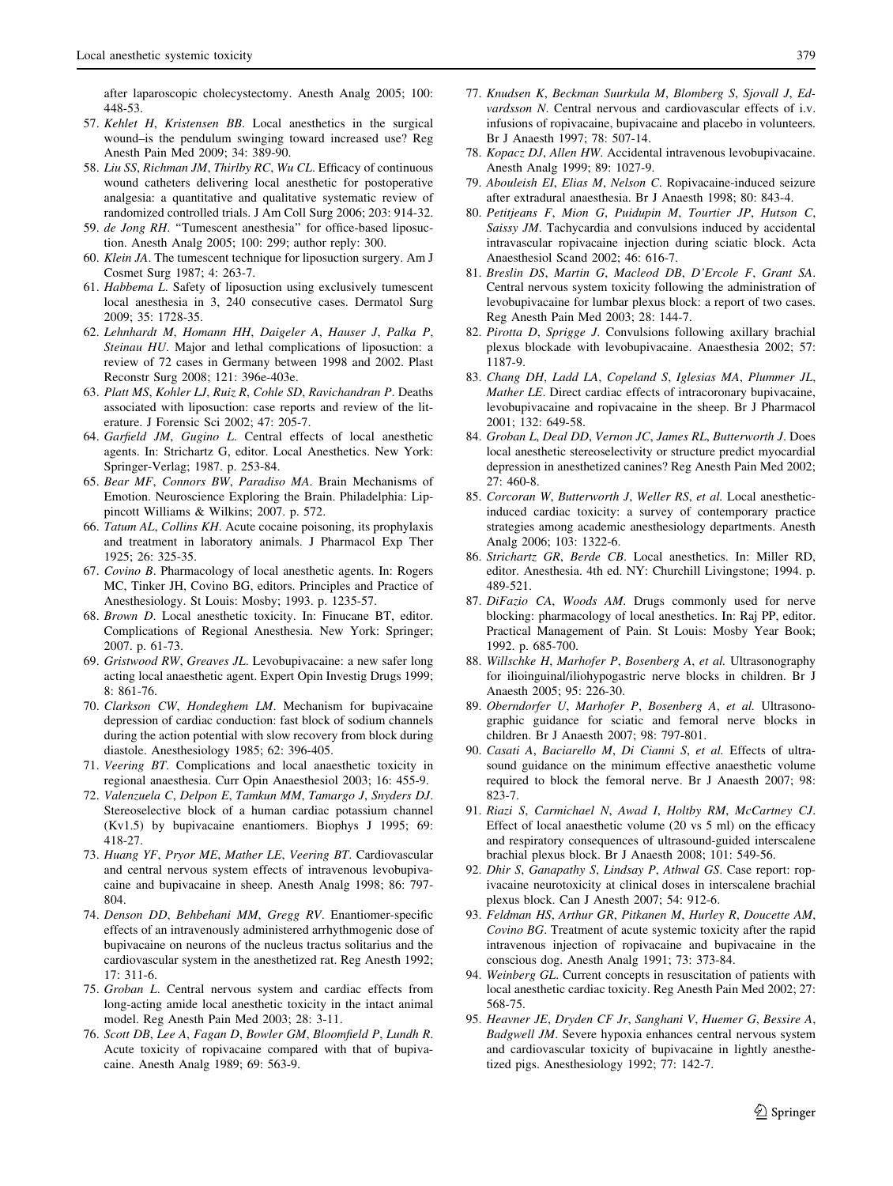after laparoscopic cholecystectomy. Anesth Analg 2005; 100: 448-53.

57. *Kehlet H, Kristensen BB*. Local anesthetics in the surgical wound–is the pendulum swinging toward increased use? Reg Anesth Pain Med 2009; 34: 389-90.
58. *Liu SS, Richman JM, Thirlby RC, Wu CL*. Efficacy of continuous wound catheters delivering local anesthetic for postoperative analgesia: a quantitative and qualitative systematic review of randomized controlled trials. J Am Coll Surg 2006; 203: 914-32.
59. *de Jong RH*. "Tumescent anesthesia" for office-based liposuction. Anesth Analg 2005; 100: 299; author reply: 300.
60. *Klein JA*. The tumescent technique for liposuction surgery. Am J Cosmet Surg 1987; 4: 263-7.
61. *Habbema L*. Safety of liposuction using exclusively tumescent local anesthesia in 3, 240 consecutive cases. Dermatol Surg 2009; 35: 1728-35.
62. *Lehnhardt M, Homann HH, Daigeler A, Hauser J, Palka P, Steinau HU*. Major and lethal complications of liposuction: a review of 72 cases in Germany between 1998 and 2002. Plast Reconstr Surg 2008; 121: 396e-403e.
63. *Platt MS, Kohler LJ, Ruiz R, Cohle SD, Ravichandran P*. Deaths associated with liposuction: case reports and review of the literature. J Forensic Sci 2002; 47: 205-7.
64. *Garfield JM, Gugino L*. Central effects of local anesthetic agents. In: Strichartz G, editor. Local Anesthetics. New York: Springer-Verlag; 1987. p. 253-84.
65. *Bear MF, Connors BW, Paradiso MA*. Brain Mechanisms of Emotion. Neuroscience Exploring the Brain. Philadelphia: Lippincott Williams & Wilkins; 2007. p. 572.
66. *Tatum AL, Collins KH*. Acute cocaine poisoning, its prophylaxis and treatment in laboratory animals. J Pharmacol Exp Ther 1925; 26: 325-35.
67. *Covino B*. Pharmacology of local anesthetic agents. In: Rogers MC, Tinker JH, Covino BG, editors. Principles and Practice of Anesthesiology. St Louis: Mosby; 1993. p. 1235-57.
68. *Brown D*. Local anesthetic toxicity. In: Finucane BT, editor. Complications of Regional Anesthesia. New York: Springer; 2007. p. 61-73.
69. *Gristwood RW, Greaves JL*. Levobupivacaine: a new safer long acting local anaesthetic agent. Expert Opin Investig Drugs 1999; 8: 861-76.
70. *Clarkson CW, Hondeghem LM*. Mechanism for bupivacaine depression of cardiac conduction: fast block of sodium channels during the action potential with slow recovery from block during diastole. Anesthesiology 1985; 62: 396-405.
71. *Veering BT*. Complications and local anaesthetic toxicity in regional anaesthesia. Curr Opin Anaesthesiol 2003; 16: 455-9.
72. *Valenzuela C, Delpon E, Tamkun MM, Tamargo J, Snyders DJ*. Stereoselective block of a human cardiac potassium channel (Kv1.5) by bupivacaine enantiomers. Biophys J 1995; 69: 418-27.
73. *Huang YF, Pryor ME, Mather LE, Veering BT*. Cardiovascular and central nervous system effects of intravenous levobupivacaine and bupivacaine in sheep. Anesth Analg 1998; 86: 797-804.
74. *Denson DD, Behbehani MM, Gregg RV*. Enantiomer-specific effects of an intravenously administered arrhythmogenic dose of bupivacaine on neurons of the nucleus tractus solitarius and the cardiovascular system in the anesthetized rat. Reg Anesth 1992; 17: 311-6.
75. *Groban L*. Central nervous system and cardiac effects from long-acting amide local anesthetic toxicity in the intact animal model. Reg Anesth Pain Med 2003; 28: 3-11.
76. *Scott DB, Lee A, Fagan D, Bowler GM, Bloomfield P, Lundh R*. Acute toxicity of ropivacaine compared with that of bupivacaine. Anesth Analg 1989; 69: 563-9.
77. *Knudsen K, Beckman Suurkula M, Blomberg S, Sjovall J, Edvardsson N*. Central nervous and cardiovascular effects of i.v. infusions of ropivacaine, bupivacaine and placebo in volunteers. Br J Anaesth 1997; 78: 507-14.
78. *Kopacz DJ, Allen HW*. Accidental intravenous levobupivacaine. Anesth Analg 1999; 89: 1027-9.
79. *Abouleish EI, Elias M, Nelson C*. Ropivacaine-induced seizure after extradural anaesthesia. Br J Anaesth 1998; 80: 843-4.
80. *Petitjeans F, Mion G, Puidupin M, Tourtier JP, Hutson C, Saissy JM*. Tachycardia and convulsions induced by accidental intravascular ropivacaine injection during sciatic block. Acta Anaesthesiol Scand 2002; 46: 616-7.
81. *Breslin DS, Martin G, Macleod DB, D'Ercole F, Grant SA*. Central nervous system toxicity following the administration of levobupivacaine for lumbar plexus block: a report of two cases. Reg Anesth Pain Med 2003; 28: 144-7.
82. *Pirotta D, Sprigge J*. Convulsions following axillary brachial plexus blockade with levobupivacaine. Anaesthesia 2002; 57: 1187-9.
83. *Chang DH, Ladd LA, Copeland S, Iglesias MA, Plummer JL, Mather LE*. Direct cardiac effects of intracoronary bupivacaine, levobupivacaine and ropivacaine in the sheep. Br J Pharmacol 2001; 132: 649-58.
84. *Groban L, Deal DD, Vernon JC, James RL, Butterworth J*. Does local anesthetic stereoselectivity or structure predict myocardial depression in anesthetized canines? Reg Anesth Pain Med 2002; 27: 460-8.
85. *Corcoran W, Butterworth J, Weller RS, et al.* Local anesthetic-induced cardiac toxicity: a survey of contemporary practice strategies among academic anesthesiology departments. Anesth Analg 2006; 103: 1322-6.
86. *Strichartz GR, Berde CB*. Local anesthetics. In: Miller RD, editor. Anesthesia. 4th ed. NY: Churchill Livingstone; 1994. p. 489-521.
87. *DiFazio CA, Woods AM*. Drugs commonly used for nerve blocking: pharmacology of local anesthetics. In: Raj PP, editor. Practical Management of Pain. St Louis: Mosby Year Book; 1992. p. 685-700.
88. *Willschke H, Marhofer P, Bosenberg A, et al.* Ultrasonography for ilioinguinal/iliohypogastric nerve blocks in children. Br J Anaesth 2005; 95: 226-30.
89. *Oberndorfer U, Marhofer P, Bosenberg A, et al.* Ultrasonographic guidance for sciatic and femoral nerve blocks in children. Br J Anaesth 2007; 98: 797-801.
90. *Casati A, Baciarello M, Di Cianni S, et al.* Effects of ultrasound guidance on the minimum effective anaesthetic volume required to block the femoral nerve. Br J Anaesth 2007; 98: 823-7.
91. *Riazi S, Carmichael N, Awad I, Holtby RM, McCartney CJ*. Effect of local anaesthetic volume (20 vs 5 ml) on the efficacy and respiratory consequences of ultrasound-guided interscalene brachial plexus block. Br J Anaesth 2008; 101: 549-56.
92. *Dhir S, Ganapathy S, Lindsay P, Athwal GS*. Case report: ropivacaine neurotoxicity at clinical doses in interscalene brachial plexus block. Can J Anesth 2007; 54: 912-6.
93. *Feldman HS, Arthur GR, Pitkanen M, Hurley R, Doucette AM, Covino BG*. Treatment of acute systemic toxicity after the rapid intravenous injection of ropivacaine and bupivacaine in the conscious dog. Anesth Analg 1991; 73: 373-84.
94. *Weinberg GL*. Current concepts in resuscitation of patients with local anesthetic cardiac toxicity. Reg Anesth Pain Med 2002; 27: 568-75.
95. *Heavner JE, Dryden CF Jr, Sanghani V, Huemer G, Bessire A, Badgwell JM*. Severe hypoxia enhances central nervous system and cardiovascular toxicity of bupivacaine in lightly anesthetized pigs. Anesthesiology 1992; 77: 142-7.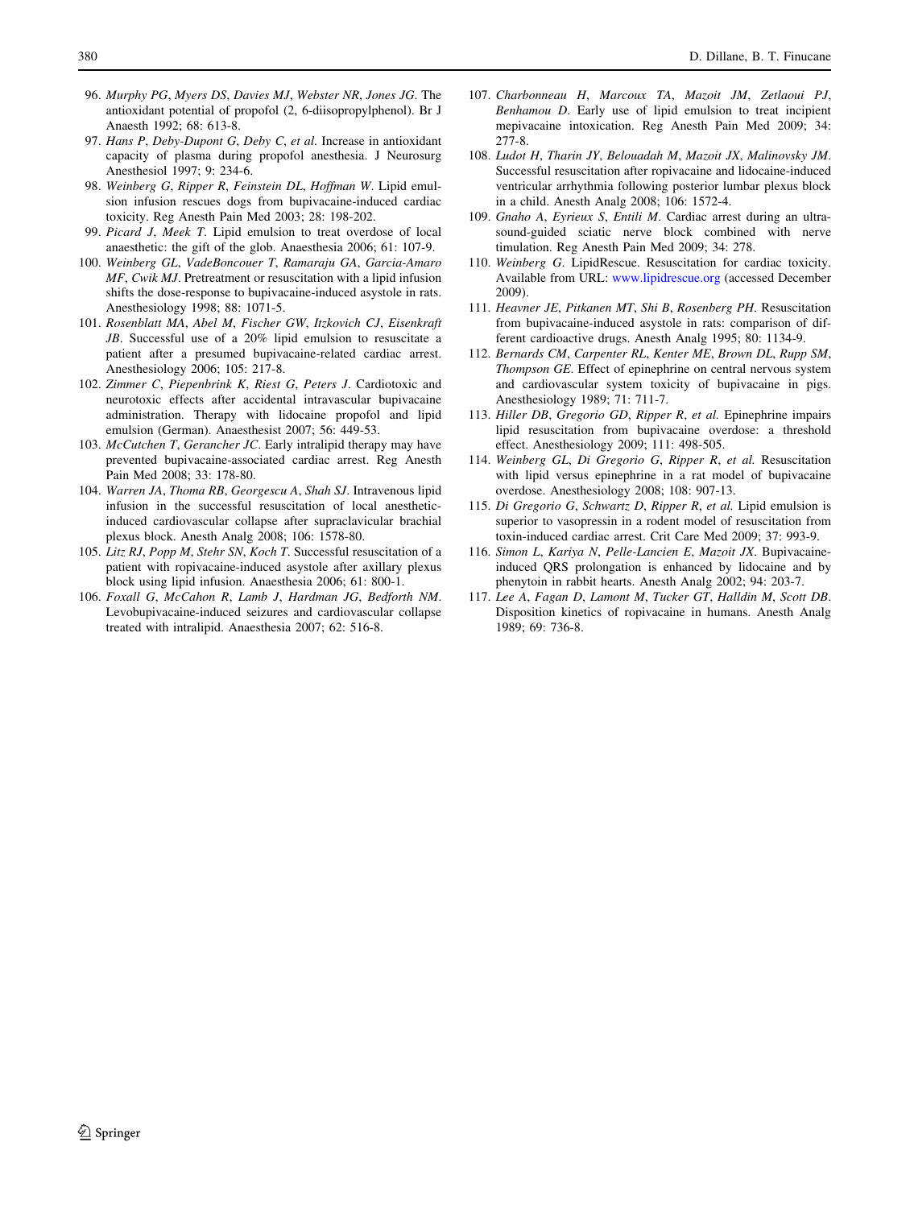96. *Murphy PG*, *Myers DS*, *Davies MJ*, *Webster NR*, *Jones JG*. The antioxidant potential of propofol (2, 6-diisopropylphenol). Br J Anaesth 1992; 68: 613-8.
97. *Hans P*, *Deby-Dupont G*, *Deby C*, *et al.* Increase in antioxidant capacity of plasma during propofol anesthesia. J Neurosurg Anesthesiol 1997; 9: 234-6.
98. *Weinberg G*, *Ripper R*, *Feinstein DL*, *Hoffman W*. Lipid emulsion infusion rescues dogs from bupivacaine-induced cardiac toxicity. Reg Anesth Pain Med 2003; 28: 198-202.
99. *Picard J*, *Meek T*. Lipid emulsion to treat overdose of local anaesthetic: the gift of the glob. Anaesthesia 2006; 61: 107-9.
100. *Weinberg GL*, *VadeBoncouer T*, *Ramaraju GA*, *Garcia-Amaro MF*, *Cwik MJ*. Pretreatment or resuscitation with a lipid infusion shifts the dose-response to bupivacaine-induced asystole in rats. Anesthesiology 1998; 88: 1071-5.
101. *Rosenblatt MA*, *Abel M*, *Fischer GW*, *Itzkovich CJ*, *Eisenkraft JB*. Successful use of a 20% lipid emulsion to resuscitate a patient after a presumed bupivacaine-related cardiac arrest. Anesthesiology 2006; 105: 217-8.
102. *Zimmer C*, *Piepenbrink K*, *Riest G*, *Peters J*. Cardiotoxic and neurotoxic effects after accidental intravascular bupivacaine administration. Therapy with lidocaine propofol and lipid emulsion (German). Anaesthesist 2007; 56: 449-53.
103. *McCutchen T*, *Gerancher JC*. Early intralipid therapy may have prevented bupivacaine-associated cardiac arrest. Reg Anesth Pain Med 2008; 33: 178-80.
104. *Warren JA*, *Thoma RB*, *Georgescu A*, *Shah SJ*. Intravenous lipid infusion in the successful resuscitation of local anesthetic-induced cardiovascular collapse after supraclavicular brachial plexus block. Anesth Analg 2008; 106: 1578-80.
105. *Litz RJ*, *Popp M*, *Stehr SN*, *Koch T*. Successful resuscitation of a patient with ropivacaine-induced asystole after axillary plexus block using lipid infusion. Anaesthesia 2006; 61: 800-1.
106. *Foxall G*, *McCahon R*, *Lamb J*, *Hardman JG*, *Bedforth NM*. Levobupivacaine-induced seizures and cardiovascular collapse treated with intralipid. Anaesthesia 2007; 62: 516-8.
107. *Charbonneau H*, *Marcoux TA*, *Mazoit JM*, *Zetlaoui PJ*, *Benhamou D*. Early use of lipid emulsion to treat incipient mepivacaine intoxication. Reg Anesth Pain Med 2009; 34: 277-8.
108. *Ludot H*, *Tharin JY*, *Belouadah M*, *Mazoit JX*, *Malinovsky JM*. Successful resuscitation after ropivacaine and lidocaine-induced ventricular arrhythmia following posterior lumbar plexus block in a child. Anesth Analg 2008; 106: 1572-4.
109. *Gnaho A*, *Eyrieux S*, *Entili M*. Cardiac arrest during an ultrasound-guided sciatic nerve block combined with nerve timulation. Reg Anesth Pain Med 2009; 34: 278.
110. *Weinberg G*. LipidRescue. Resuscitation for cardiac toxicity. Available from URL: www.lipidrescue.org (accessed December 2009).
111. *Heavner JE*, *Pitkanen MT*, *Shi B*, *Rosenberg PH*. Resuscitation from bupivacaine-induced asystole in rats: comparison of different cardioactive drugs. Anesth Analg 1995; 80: 1134-9.
112. *Bernards CM*, *Carpenter RL*, *Kenter ME*, *Brown DL*, *Rupp SM*, *Thompson GE*. Effect of epinephrine on central nervous system and cardiovascular system toxicity of bupivacaine in pigs. Anesthesiology 1989; 71: 711-7.
113. *Hiller DB*, *Gregorio GD*, *Ripper R*, *et al.* Epinephrine impairs lipid resuscitation from bupivacaine overdose: a threshold effect. Anesthesiology 2009; 111: 498-505.
114. *Weinberg GL*, *Di Gregorio G*, *Ripper R*, *et al.* Resuscitation with lipid versus epinephrine in a rat model of bupivacaine overdose. Anesthesiology 2008; 108: 907-13.
115. *Di Gregorio G*, *Schwartz D*, *Ripper R*, *et al.* Lipid emulsion is superior to vasopressin in a rodent model of resuscitation from toxin-induced cardiac arrest. Crit Care Med 2009; 37: 993-9.
116. *Simon L*, *Kariya N*, *Pelle-Lancien E*, *Mazoit JX*. Bupivacaine-induced QRS prolongation is enhanced by lidocaine and by phenytoin in rabbit hearts. Anesth Analg 2002; 94: 203-7.
117. *Lee A*, *Fagan D*, *Lamont M*, *Tucker GT*, *Halldin M*, *Scott DB*. Disposition kinetics of ropivacaine in humans. Anesth Analg 1989; 69: 736-8.